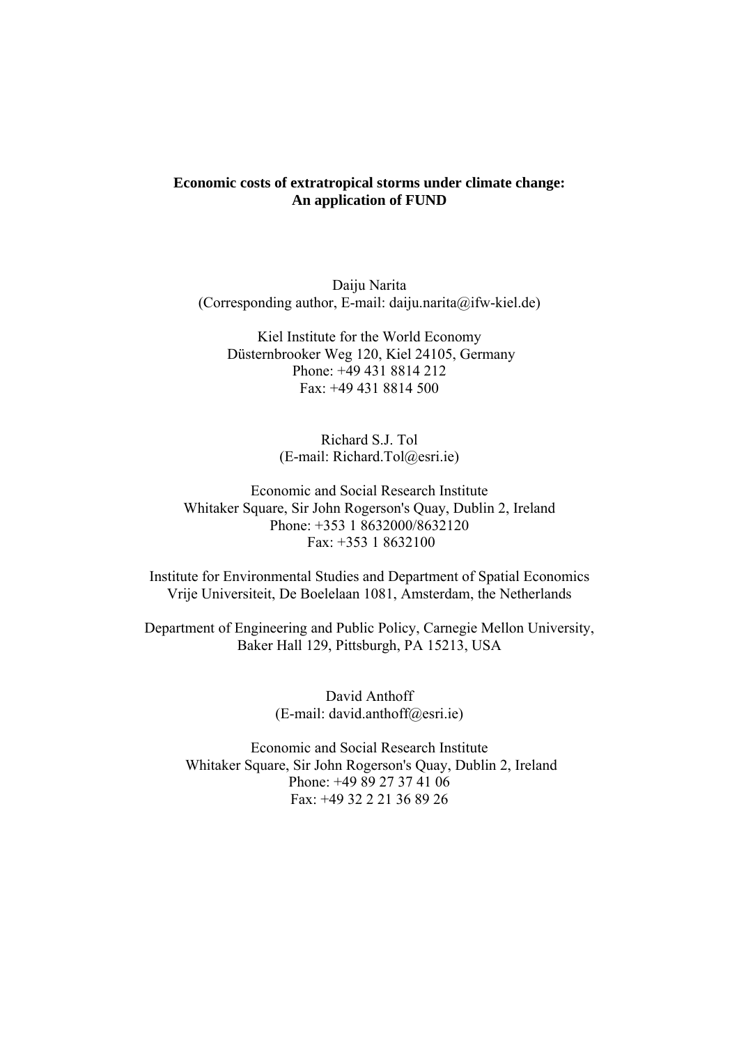**Economic costs of extratropical storms under climate change: An application of FUND**

Daiju Narita
(Corresponding author, E-mail: daiju.narita@ifw-kiel.de)

Kiel Institute for the World Economy
Düsternbrooker Weg 120, Kiel 24105, Germany
Phone: +49 431 8814 212
Fax: +49 431 8814 500

Richard S.J. Tol
(E-mail: Richard.Tol@esri.ie)

Economic and Social Research Institute
Whitaker Square, Sir John Rogerson's Quay, Dublin 2, Ireland
Phone: +353 1 8632000/8632120
Fax: +353 1 8632100

Institute for Environmental Studies and Department of Spatial Economics
Vrije Universiteit, De Boelelaan 1081, Amsterdam, the Netherlands

Department of Engineering and Public Policy, Carnegie Mellon University,
Baker Hall 129, Pittsburgh, PA 15213, USA

David Anthoff
(E-mail: david.anthoff@esri.ie)

Economic and Social Research Institute
Whitaker Square, Sir John Rogerson's Quay, Dublin 2, Ireland
Phone: +49 89 27 37 41 06
Fax: +49 32 2 21 36 89 26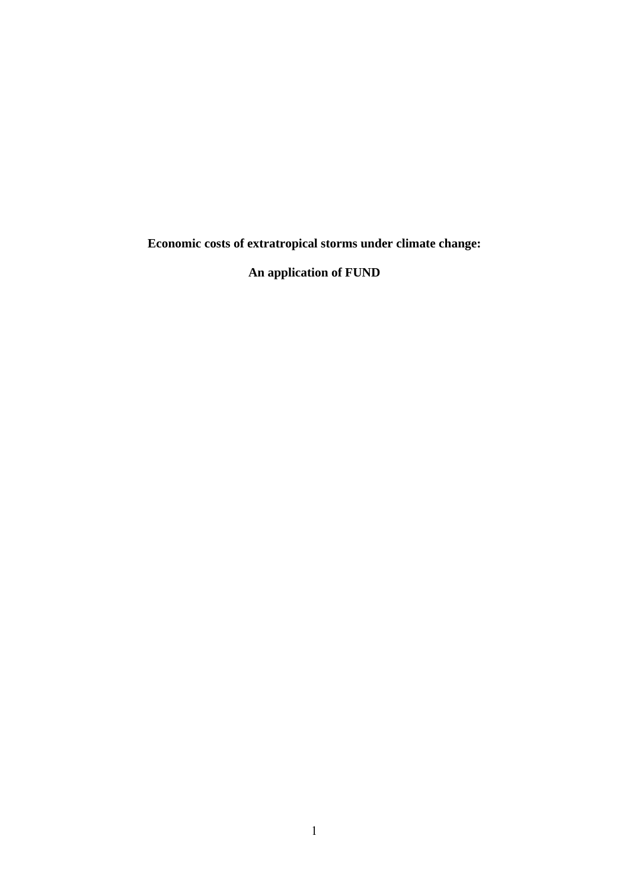**Economic costs of extratropical storms under climate change:**

**An application of FUND**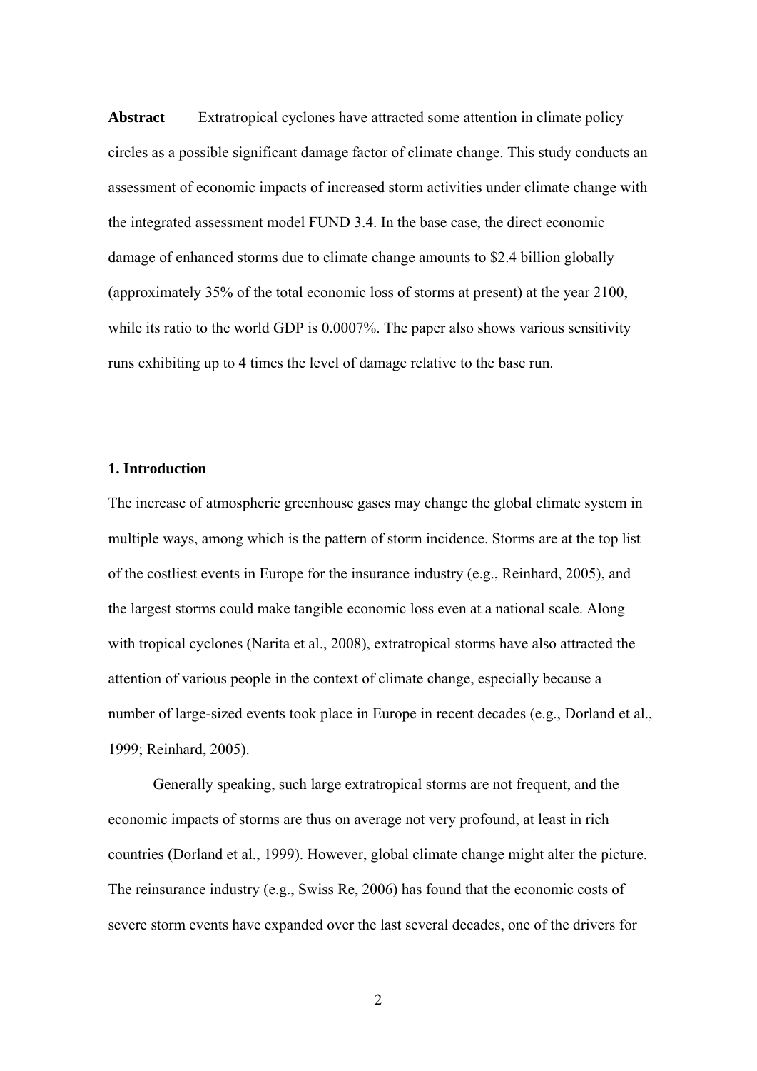**Abstract** Extratropical cyclones have attracted some attention in climate policy circles as a possible significant damage factor of climate change. This study conducts an assessment of economic impacts of increased storm activities under climate change with the integrated assessment model FUND 3.4. In the base case, the direct economic damage of enhanced storms due to climate change amounts to $2.4 billion globally (approximately 35% of the total economic loss of storms at present) at the year 2100, while its ratio to the world GDP is 0.0007%. The paper also shows various sensitivity runs exhibiting up to 4 times the level of damage relative to the base run.

## 1. Introduction

The increase of atmospheric greenhouse gases may change the global climate system in multiple ways, among which is the pattern of storm incidence. Storms are at the top list of the costliest events in Europe for the insurance industry (e.g., Reinhard, 2005), and the largest storms could make tangible economic loss even at a national scale. Along with tropical cyclones (Narita et al., 2008), extratropical storms have also attracted the attention of various people in the context of climate change, especially because a number of large-sized events took place in Europe in recent decades (e.g., Dorland et al., 1999; Reinhard, 2005).

Generally speaking, such large extratropical storms are not frequent, and the economic impacts of storms are thus on average not very profound, at least in rich countries (Dorland et al., 1999). However, global climate change might alter the picture. The reinsurance industry (e.g., Swiss Re, 2006) has found that the economic costs of severe storm events have expanded over the last several decades, one of the drivers for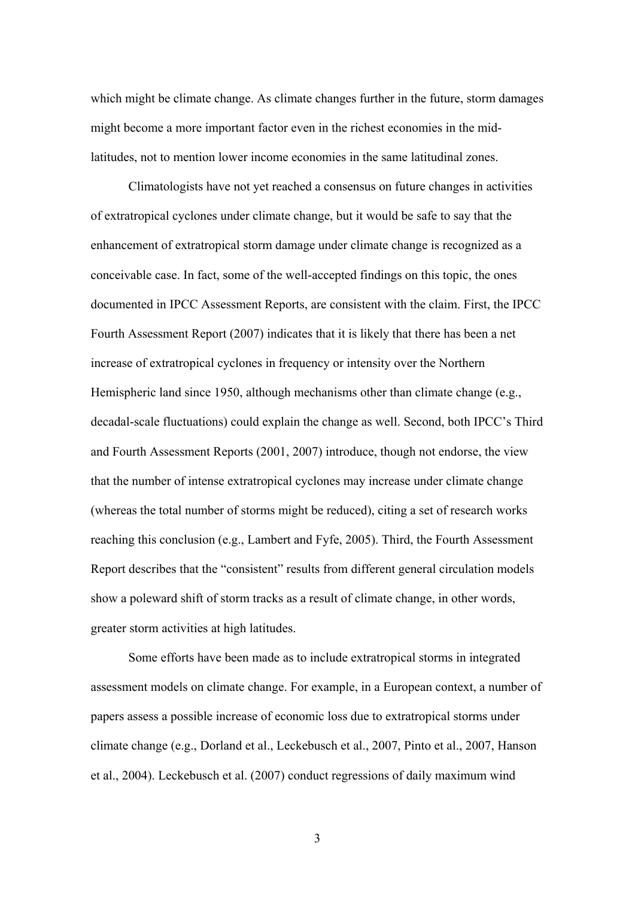which might be climate change. As climate changes further in the future, storm damages might become a more important factor even in the richest economies in the mid-latitudes, not to mention lower income economies in the same latitudinal zones.

Climatologists have not yet reached a consensus on future changes in activities of extratropical cyclones under climate change, but it would be safe to say that the enhancement of extratropical storm damage under climate change is recognized as a conceivable case. In fact, some of the well-accepted findings on this topic, the ones documented in IPCC Assessment Reports, are consistent with the claim. First, the IPCC Fourth Assessment Report (2007) indicates that it is likely that there has been a net increase of extratropical cyclones in frequency or intensity over the Northern Hemispheric land since 1950, although mechanisms other than climate change (e.g., decadal-scale fluctuations) could explain the change as well. Second, both IPCC's Third and Fourth Assessment Reports (2001, 2007) introduce, though not endorse, the view that the number of intense extratropical cyclones may increase under climate change (whereas the total number of storms might be reduced), citing a set of research works reaching this conclusion (e.g., Lambert and Fyfe, 2005). Third, the Fourth Assessment Report describes that the "consistent" results from different general circulation models show a poleward shift of storm tracks as a result of climate change, in other words, greater storm activities at high latitudes.

Some efforts have been made as to include extratropical storms in integrated assessment models on climate change. For example, in a European context, a number of papers assess a possible increase of economic loss due to extratropical storms under climate change (e.g., Dorland et al., Leckebusch et al., 2007, Pinto et al., 2007, Hanson et al., 2004). Leckebusch et al. (2007) conduct regressions of daily maximum wind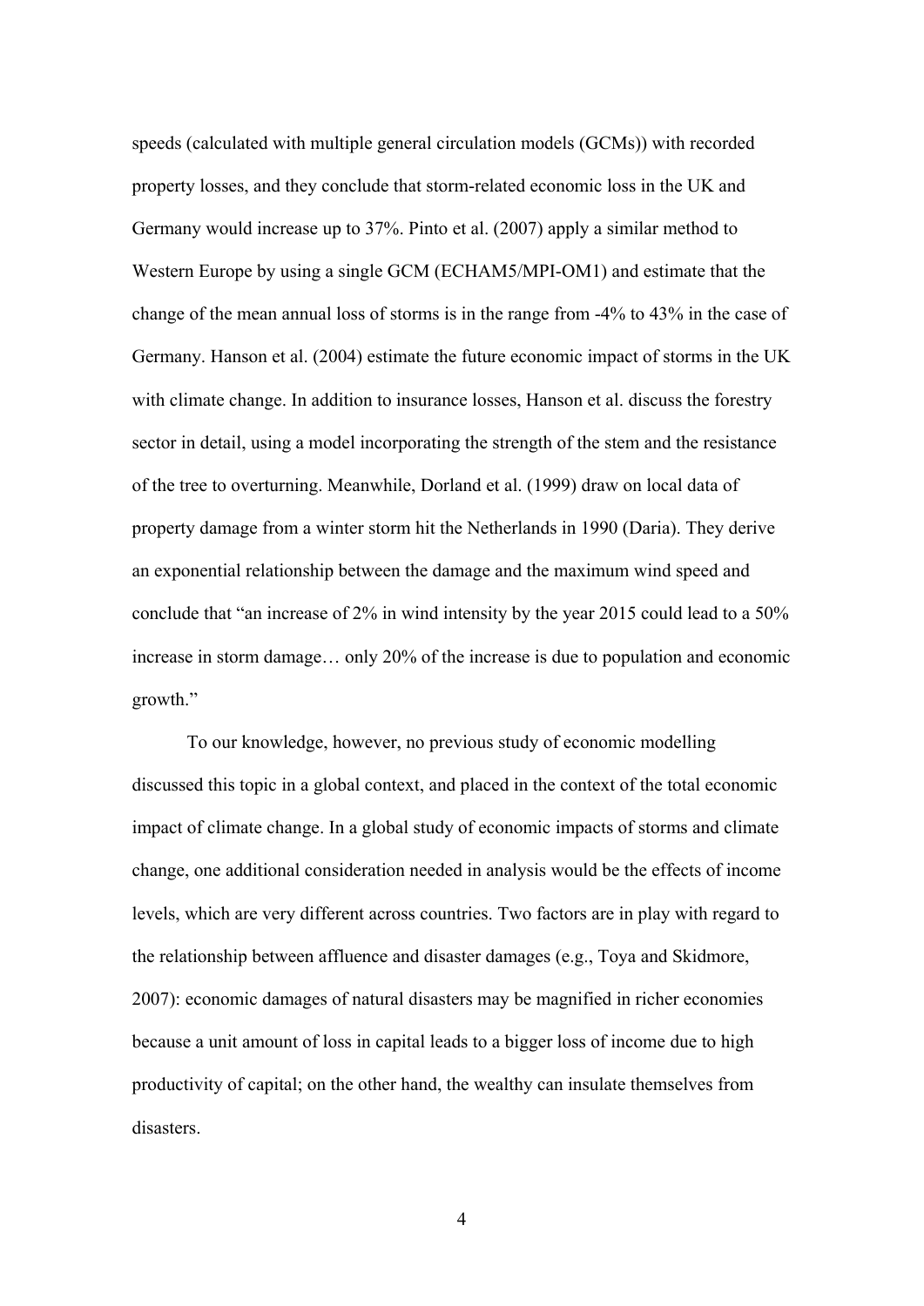speeds (calculated with multiple general circulation models (GCMs)) with recorded property losses, and they conclude that storm-related economic loss in the UK and Germany would increase up to 37%. Pinto et al. (2007) apply a similar method to Western Europe by using a single GCM (ECHAM5/MPI-OM1) and estimate that the change of the mean annual loss of storms is in the range from -4% to 43% in the case of Germany. Hanson et al. (2004) estimate the future economic impact of storms in the UK with climate change. In addition to insurance losses, Hanson et al. discuss the forestry sector in detail, using a model incorporating the strength of the stem and the resistance of the tree to overturning. Meanwhile, Dorland et al. (1999) draw on local data of property damage from a winter storm hit the Netherlands in 1990 (Daria). They derive an exponential relationship between the damage and the maximum wind speed and conclude that "an increase of 2% in wind intensity by the year 2015 could lead to a 50% increase in storm damage… only 20% of the increase is due to population and economic growth."

To our knowledge, however, no previous study of economic modelling discussed this topic in a global context, and placed in the context of the total economic impact of climate change. In a global study of economic impacts of storms and climate change, one additional consideration needed in analysis would be the effects of income levels, which are very different across countries. Two factors are in play with regard to the relationship between affluence and disaster damages (e.g., Toya and Skidmore, 2007): economic damages of natural disasters may be magnified in richer economies because a unit amount of loss in capital leads to a bigger loss of income due to high productivity of capital; on the other hand, the wealthy can insulate themselves from disasters.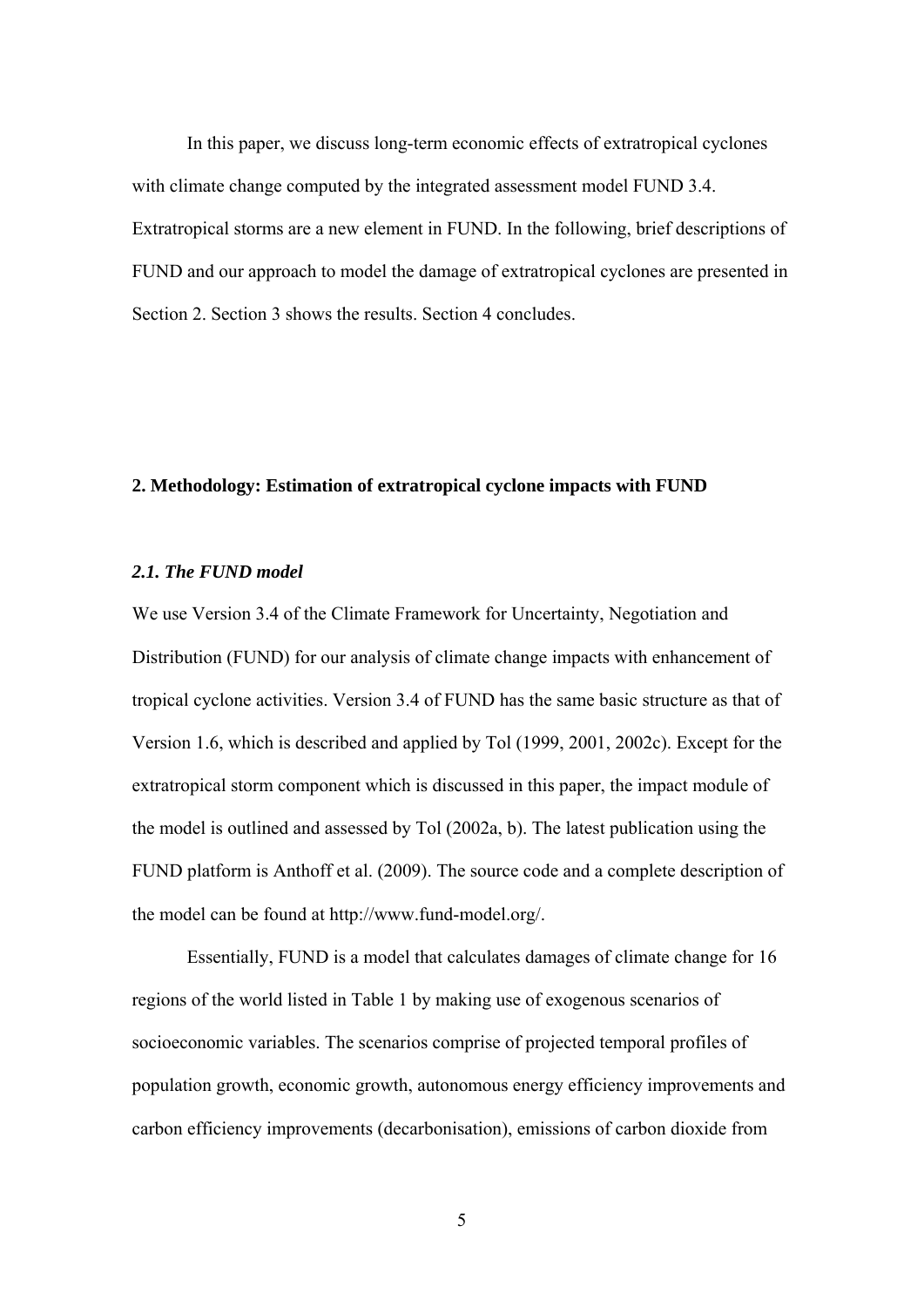In this paper, we discuss long-term economic effects of extratropical cyclones with climate change computed by the integrated assessment model FUND 3.4. Extratropical storms are a new element in FUND. In the following, brief descriptions of FUND and our approach to model the damage of extratropical cyclones are presented in Section 2. Section 3 shows the results. Section 4 concludes.

## 2. Methodology: Estimation of extratropical cyclone impacts with FUND

### *2.1. The FUND model*

We use Version 3.4 of the Climate Framework for Uncertainty, Negotiation and Distribution (FUND) for our analysis of climate change impacts with enhancement of tropical cyclone activities. Version 3.4 of FUND has the same basic structure as that of Version 1.6, which is described and applied by Tol (1999, 2001, 2002c). Except for the extratropical storm component which is discussed in this paper, the impact module of the model is outlined and assessed by Tol (2002a, b). The latest publication using the FUND platform is Anthoff et al. (2009). The source code and a complete description of the model can be found at http://www.fund-model.org/.

Essentially, FUND is a model that calculates damages of climate change for 16 regions of the world listed in Table 1 by making use of exogenous scenarios of socioeconomic variables. The scenarios comprise of projected temporal profiles of population growth, economic growth, autonomous energy efficiency improvements and carbon efficiency improvements (decarbonisation), emissions of carbon dioxide from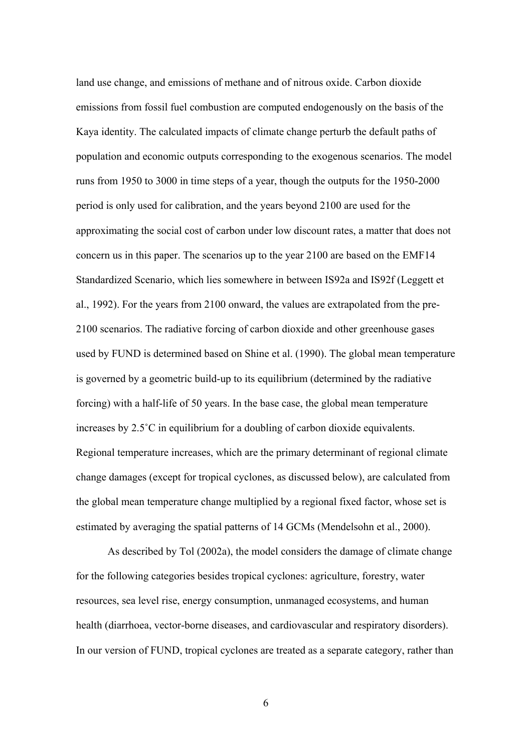land use change, and emissions of methane and of nitrous oxide. Carbon dioxide emissions from fossil fuel combustion are computed endogenously on the basis of the Kaya identity. The calculated impacts of climate change perturb the default paths of population and economic outputs corresponding to the exogenous scenarios. The model runs from 1950 to 3000 in time steps of a year, though the outputs for the 1950-2000 period is only used for calibration, and the years beyond 2100 are used for the approximating the social cost of carbon under low discount rates, a matter that does not concern us in this paper. The scenarios up to the year 2100 are based on the EMF14 Standardized Scenario, which lies somewhere in between IS92a and IS92f (Leggett et al., 1992). For the years from 2100 onward, the values are extrapolated from the pre-2100 scenarios. The radiative forcing of carbon dioxide and other greenhouse gases used by FUND is determined based on Shine et al. (1990). The global mean temperature is governed by a geometric build-up to its equilibrium (determined by the radiative forcing) with a half-life of 50 years. In the base case, the global mean temperature increases by 2.5˚C in equilibrium for a doubling of carbon dioxide equivalents. Regional temperature increases, which are the primary determinant of regional climate change damages (except for tropical cyclones, as discussed below), are calculated from the global mean temperature change multiplied by a regional fixed factor, whose set is estimated by averaging the spatial patterns of 14 GCMs (Mendelsohn et al., 2000).

As described by Tol (2002a), the model considers the damage of climate change for the following categories besides tropical cyclones: agriculture, forestry, water resources, sea level rise, energy consumption, unmanaged ecosystems, and human health (diarrhoea, vector-borne diseases, and cardiovascular and respiratory disorders). In our version of FUND, tropical cyclones are treated as a separate category, rather than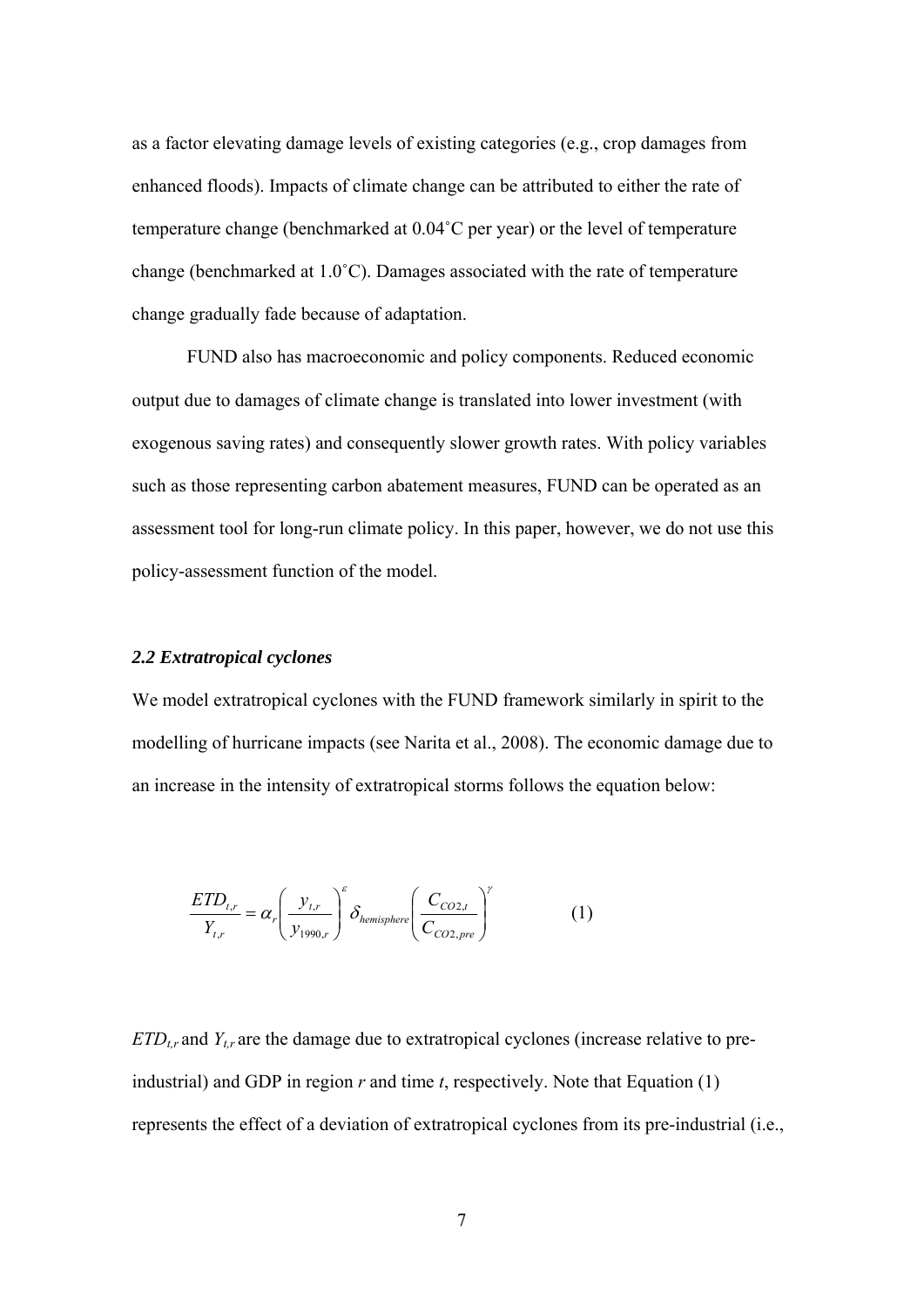as a factor elevating damage levels of existing categories (e.g., crop damages from enhanced floods). Impacts of climate change can be attributed to either the rate of temperature change (benchmarked at 0.04˚C per year) or the level of temperature change (benchmarked at 1.0˚C). Damages associated with the rate of temperature change gradually fade because of adaptation.

FUND also has macroeconomic and policy components. Reduced economic output due to damages of climate change is translated into lower investment (with exogenous saving rates) and consequently slower growth rates. With policy variables such as those representing carbon abatement measures, FUND can be operated as an assessment tool for long-run climate policy. In this paper, however, we do not use this policy-assessment function of the model.

### *2.2 Extratropical cyclones*

We model extratropical cyclones with the FUND framework similarly in spirit to the modelling of hurricane impacts (see Narita et al., 2008). The economic damage due to an increase in the intensity of extratropical storms follows the equation below:

$$\frac{ETD_{t,r}}{Y_{t,r}} = \alpha_r \left( \frac{y_{t,r}}{y_{1990,r}} \right)^{\varepsilon} \delta_{hemisphere} \left( \frac{C_{CO2,t}}{C_{CO2,pre}} \right)^{\gamma} \qquad (1)$$

$ETD_{t,r}$ and $Y_{t,r}$ are the damage due to extratropical cyclones (increase relative to pre-industrial) and GDP in region $r$ and time $t$, respectively. Note that Equation (1) represents the effect of a deviation of extratropical cyclones from its pre-industrial (i.e.,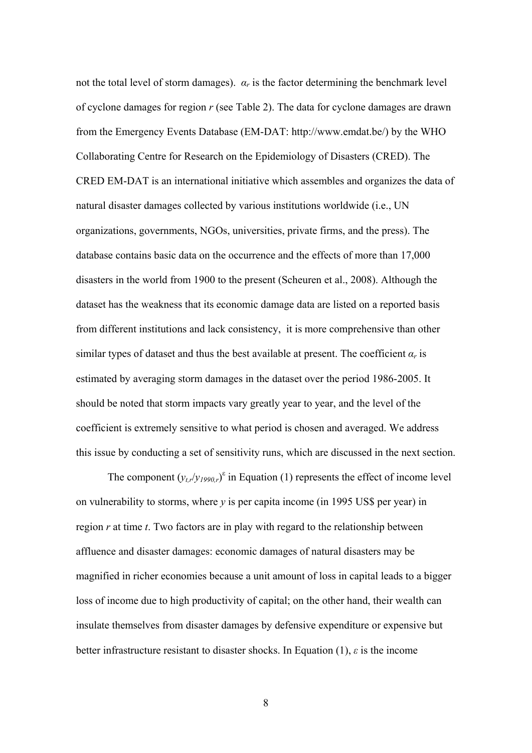not the total level of storm damages). $\alpha_r$ is the factor determining the benchmark level of cyclone damages for region $r$ (see Table 2). The data for cyclone damages are drawn from the Emergency Events Database (EM-DAT: http://www.emdat.be/) by the WHO Collaborating Centre for Research on the Epidemiology of Disasters (CRED). The CRED EM-DAT is an international initiative which assembles and organizes the data of natural disaster damages collected by various institutions worldwide (i.e., UN organizations, governments, NGOs, universities, private firms, and the press). The database contains basic data on the occurrence and the effects of more than 17,000 disasters in the world from 1900 to the present (Scheuren et al., 2008). Although the dataset has the weakness that its economic damage data are listed on a reported basis from different institutions and lack consistency, it is more comprehensive than other similar types of dataset and thus the best available at present. The coefficient $\alpha_r$ is estimated by averaging storm damages in the dataset over the period 1986-2005. It should be noted that storm impacts vary greatly year to year, and the level of the coefficient is extremely sensitive to what period is chosen and averaged. We address this issue by conducting a set of sensitivity runs, which are discussed in the next section.

The component $(y_{t,r}/y_{1990,r})^{\varepsilon}$ in Equation (1) represents the effect of income level on vulnerability to storms, where $y$ is per capita income (in 1995 US$ per year) in region $r$ at time $t$. Two factors are in play with regard to the relationship between affluence and disaster damages: economic damages of natural disasters may be magnified in richer economies because a unit amount of loss in capital leads to a bigger loss of income due to high productivity of capital; on the other hand, their wealth can insulate themselves from disaster damages by defensive expenditure or expensive but better infrastructure resistant to disaster shocks. In Equation (1), $\varepsilon$ is the income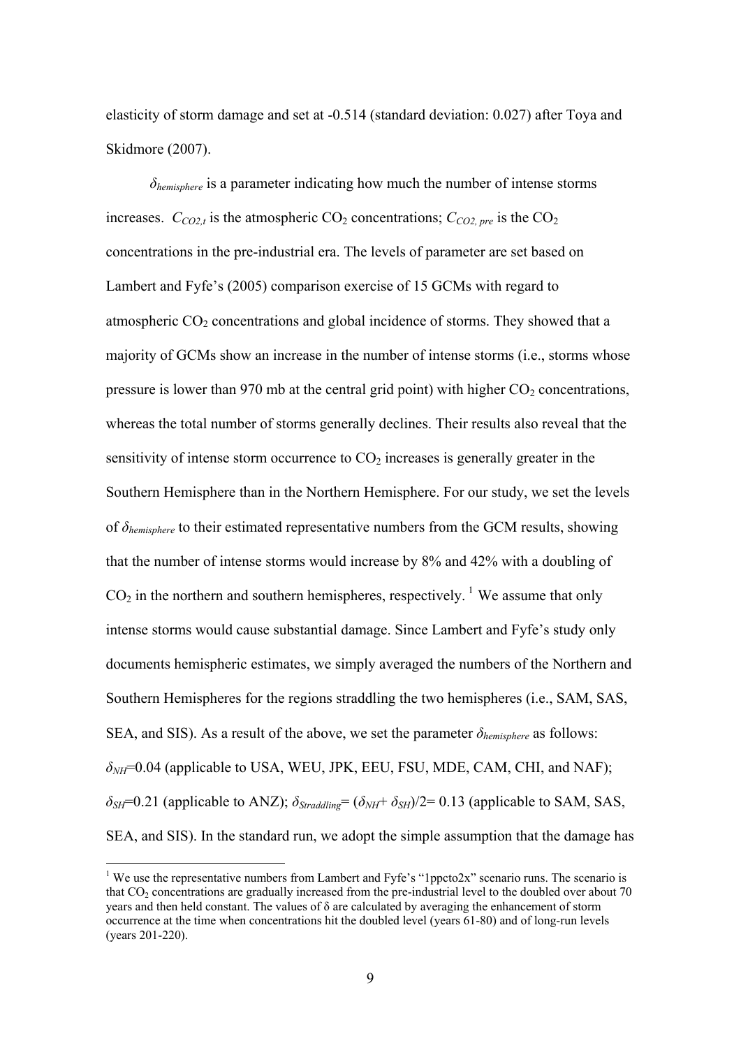elasticity of storm damage and set at -0.514 (standard deviation: 0.027) after Toya and Skidmore (2007).

$\delta_{hemisphere}$ is a parameter indicating how much the number of intense storms increases. $C_{CO2,t}$ is the atmospheric $CO_2$ concentrations; $C_{CO2,\,pre}$ is the $CO_2$ concentrations in the pre-industrial era. The levels of parameter are set based on Lambert and Fyfe's (2005) comparison exercise of 15 GCMs with regard to atmospheric $CO_2$ concentrations and global incidence of storms. They showed that a majority of GCMs show an increase in the number of intense storms (i.e., storms whose pressure is lower than 970 mb at the central grid point) with higher $CO_2$ concentrations, whereas the total number of storms generally declines. Their results also reveal that the sensitivity of intense storm occurrence to $CO_2$ increases is generally greater in the Southern Hemisphere than in the Northern Hemisphere. For our study, we set the levels of $\delta_{hemisphere}$ to their estimated representative numbers from the GCM results, showing that the number of intense storms would increase by 8% and 42% with a doubling of $CO_2$ in the northern and southern hemispheres, respectively. [1] We assume that only intense storms would cause substantial damage. Since Lambert and Fyfe's study only documents hemispheric estimates, we simply averaged the numbers of the Northern and Southern Hemispheres for the regions straddling the two hemispheres (i.e., SAM, SAS, SEA, and SIS). As a result of the above, we set the parameter $\delta_{hemisphere}$ as follows: $\delta_{NH}$=0.04 (applicable to USA, WEU, JPK, EEU, FSU, MDE, CAM, CHI, and NAF); $\delta_{SH}$=0.21 (applicable to ANZ); $\delta_{Straddling}$= $(\delta_{NH}+\delta_{SH})/2$= 0.13 (applicable to SAM, SAS, SEA, and SIS). In the standard run, we adopt the simple assumption that the damage has

[1] We use the representative numbers from Lambert and Fyfe's "1ppcto2x" scenario runs. The scenario is that $CO_2$ concentrations are gradually increased from the pre-industrial level to the doubled over about 70 years and then held constant. The values of $\delta$ are calculated by averaging the enhancement of storm occurrence at the time when concentrations hit the doubled level (years 61-80) and of long-run levels (years 201-220).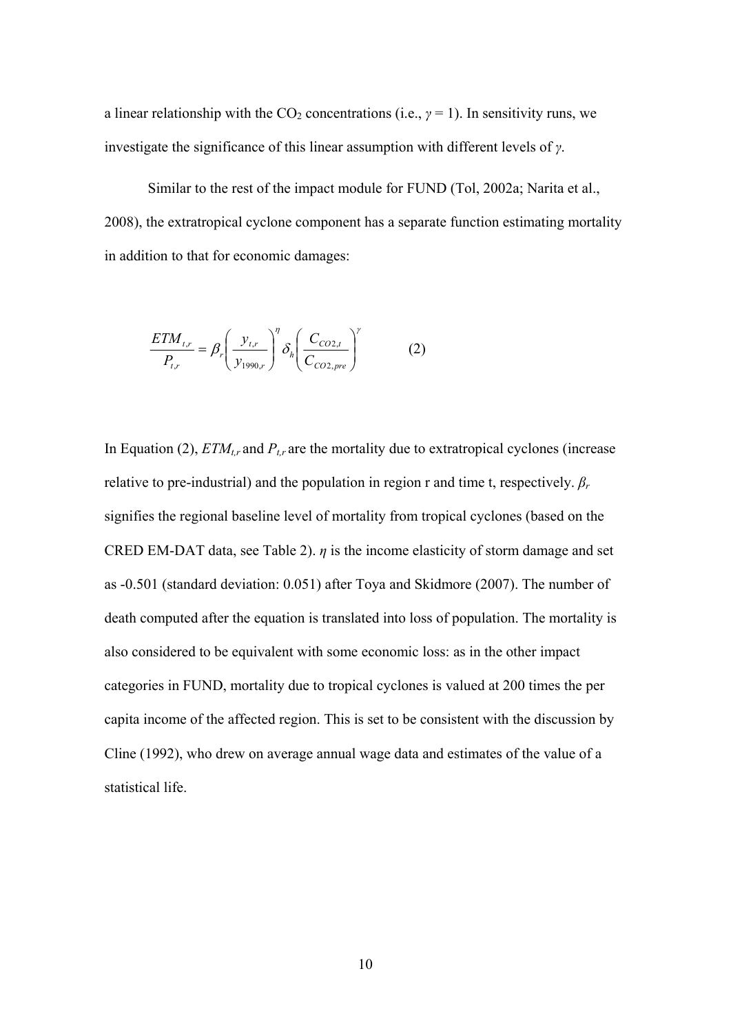a linear relationship with the $CO_2$ concentrations (i.e., $\gamma = 1$). In sensitivity runs, we investigate the significance of this linear assumption with different levels of $\gamma$.

Similar to the rest of the impact module for FUND (Tol, 2002a; Narita et al., 2008), the extratropical cyclone component has a separate function estimating mortality in addition to that for economic damages:

$$\frac{ETM_{t,r}}{P_{t,r}} = \beta_r \left( \frac{y_{t,r}}{y_{1990,r}} \right)^{\eta} \delta_h \left( \frac{C_{CO2,t}}{C_{CO2,pre}} \right)^{\gamma} \qquad (2)$$

In Equation (2), $ETM_{t,r}$ and $P_{t,r}$ are the mortality due to extratropical cyclones (increase relative to pre-industrial) and the population in region r and time t, respectively. $\beta_r$ signifies the regional baseline level of mortality from tropical cyclones (based on the CRED EM-DAT data, see Table 2). $\eta$ is the income elasticity of storm damage and set as -0.501 (standard deviation: 0.051) after Toya and Skidmore (2007). The number of death computed after the equation is translated into loss of population. The mortality is also considered to be equivalent with some economic loss: as in the other impact categories in FUND, mortality due to tropical cyclones is valued at 200 times the per capita income of the affected region. This is set to be consistent with the discussion by Cline (1992), who drew on average annual wage data and estimates of the value of a statistical life.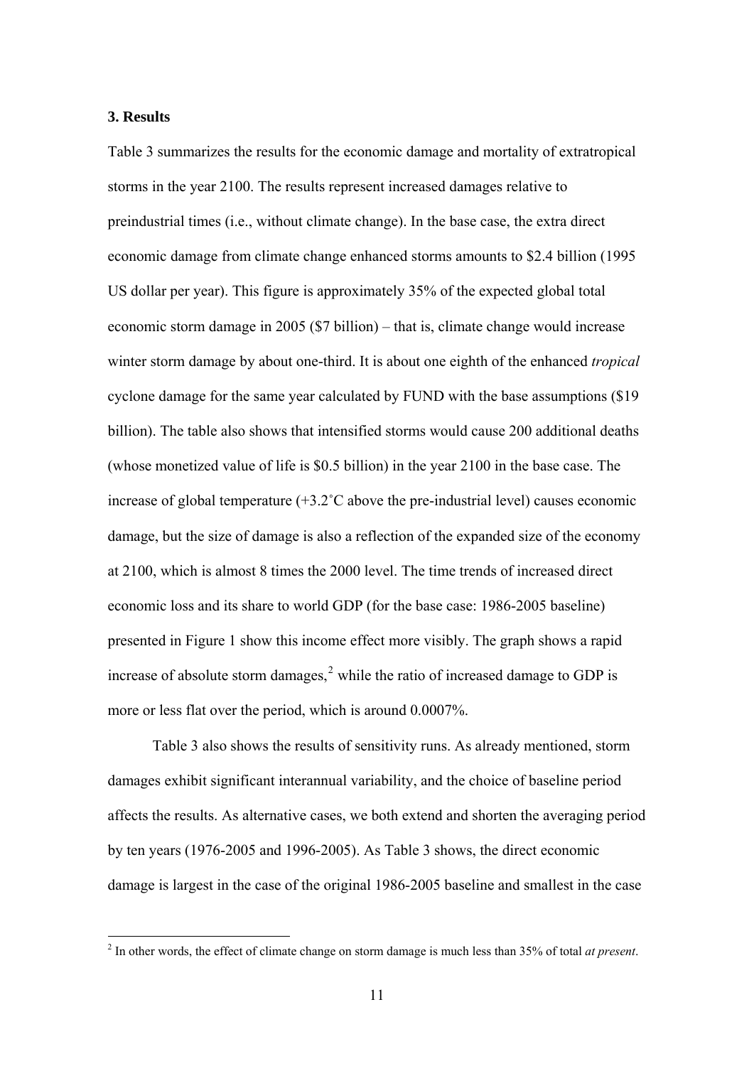### 3. Results

Table 3 summarizes the results for the economic damage and mortality of extratropical storms in the year 2100. The results represent increased damages relative to preindustrial times (i.e., without climate change). In the base case, the extra direct economic damage from climate change enhanced storms amounts to $2.4 billion (1995 US dollar per year). This figure is approximately 35% of the expected global total economic storm damage in 2005 ($7 billion) – that is, climate change would increase winter storm damage by about one-third. It is about one eighth of the enhanced *tropical* cyclone damage for the same year calculated by FUND with the base assumptions ($19 billion). The table also shows that intensified storms would cause 200 additional deaths (whose monetized value of life is $0.5 billion) in the year 2100 in the base case. The increase of global temperature (+3.2˚C above the pre-industrial level) causes economic damage, but the size of damage is also a reflection of the expanded size of the economy at 2100, which is almost 8 times the 2000 level. The time trends of increased direct economic loss and its share to world GDP (for the base case: 1986-2005 baseline) presented in Figure 1 show this income effect more visibly. The graph shows a rapid increase of absolute storm damages,[2] while the ratio of increased damage to GDP is more or less flat over the period, which is around 0.0007%.

Table 3 also shows the results of sensitivity runs. As already mentioned, storm damages exhibit significant interannual variability, and the choice of baseline period affects the results. As alternative cases, we both extend and shorten the averaging period by ten years (1976-2005 and 1996-2005). As Table 3 shows, the direct economic damage is largest in the case of the original 1986-2005 baseline and smallest in the case

[2] In other words, the effect of climate change on storm damage is much less than 35% of total *at present*.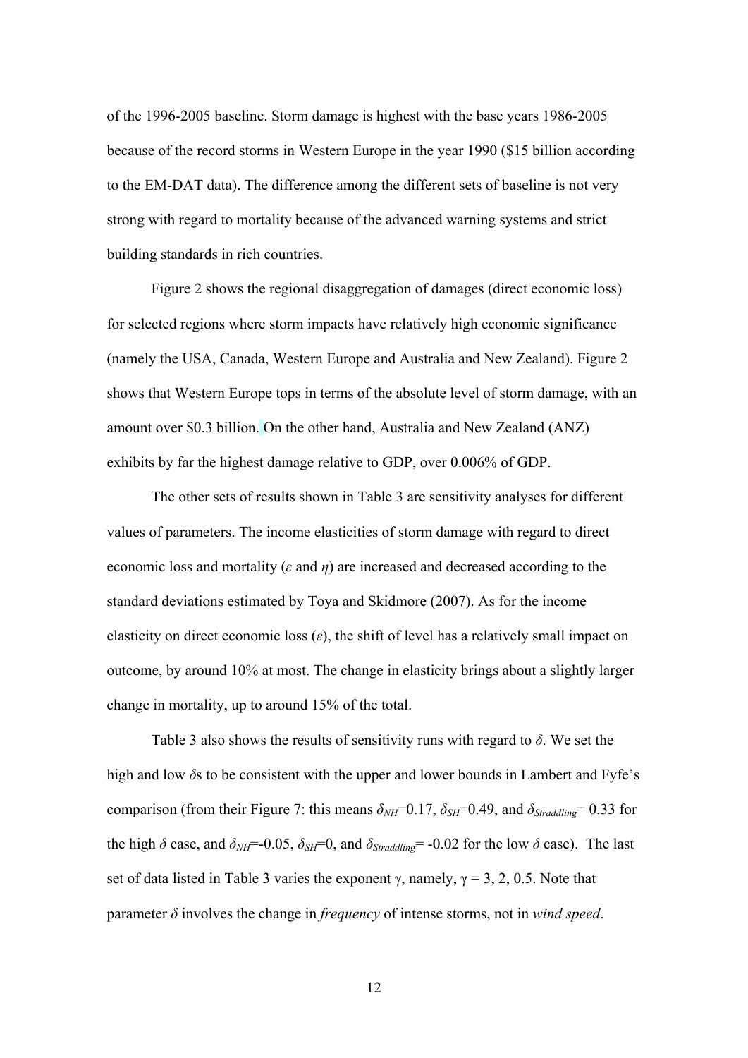of the 1996-2005 baseline. Storm damage is highest with the base years 1986-2005 because of the record storms in Western Europe in the year 1990 ($15 billion according to the EM-DAT data). The difference among the different sets of baseline is not very strong with regard to mortality because of the advanced warning systems and strict building standards in rich countries.

Figure 2 shows the regional disaggregation of damages (direct economic loss) for selected regions where storm impacts have relatively high economic significance (namely the USA, Canada, Western Europe and Australia and New Zealand). Figure 2 shows that Western Europe tops in terms of the absolute level of storm damage, with an amount over $0.3 billion. On the other hand, Australia and New Zealand (ANZ) exhibits by far the highest damage relative to GDP, over 0.006% of GDP.

The other sets of results shown in Table 3 are sensitivity analyses for different values of parameters. The income elasticities of storm damage with regard to direct economic loss and mortality ($\varepsilon$ and $\eta$) are increased and decreased according to the standard deviations estimated by Toya and Skidmore (2007). As for the income elasticity on direct economic loss ($\varepsilon$), the shift of level has a relatively small impact on outcome, by around 10% at most. The change in elasticity brings about a slightly larger change in mortality, up to around 15% of the total.

Table 3 also shows the results of sensitivity runs with regard to $\delta$. We set the high and low $\delta$s to be consistent with the upper and lower bounds in Lambert and Fyfe's comparison (from their Figure 7: this means $\delta_{NH}$=0.17, $\delta_{SH}$=0.49, and $\delta_{Straddling}$= 0.33 for the high $\delta$ case, and $\delta_{NH}$=-0.05, $\delta_{SH}$=0, and $\delta_{Straddling}$= -0.02 for the low $\delta$ case). The last set of data listed in Table 3 varies the exponent $\gamma$, namely, $\gamma$ = 3, 2, 0.5. Note that parameter $\delta$ involves the change in *frequency* of intense storms, not in *wind speed*.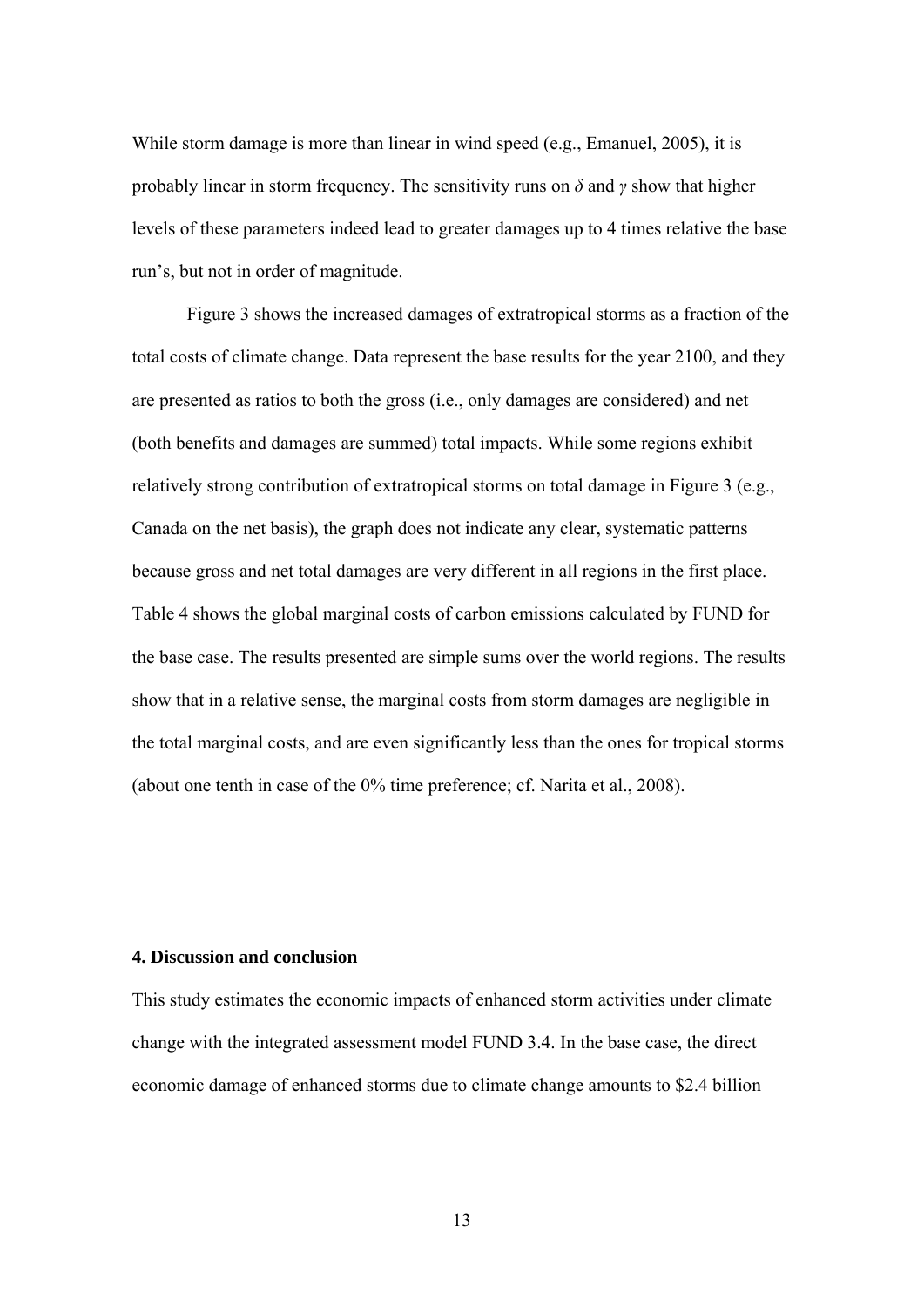While storm damage is more than linear in wind speed (e.g., Emanuel, 2005), it is probably linear in storm frequency. The sensitivity runs on $\delta$ and $\gamma$ show that higher levels of these parameters indeed lead to greater damages up to 4 times relative the base run's, but not in order of magnitude.

Figure 3 shows the increased damages of extratropical storms as a fraction of the total costs of climate change. Data represent the base results for the year 2100, and they are presented as ratios to both the gross (i.e., only damages are considered) and net (both benefits and damages are summed) total impacts. While some regions exhibit relatively strong contribution of extratropical storms on total damage in Figure 3 (e.g., Canada on the net basis), the graph does not indicate any clear, systematic patterns because gross and net total damages are very different in all regions in the first place. Table 4 shows the global marginal costs of carbon emissions calculated by FUND for the base case. The results presented are simple sums over the world regions. The results show that in a relative sense, the marginal costs from storm damages are negligible in the total marginal costs, and are even significantly less than the ones for tropical storms (about one tenth in case of the 0% time preference; cf. Narita et al., 2008).

## 4. Discussion and conclusion

This study estimates the economic impacts of enhanced storm activities under climate change with the integrated assessment model FUND 3.4. In the base case, the direct economic damage of enhanced storms due to climate change amounts to \$2.4 billion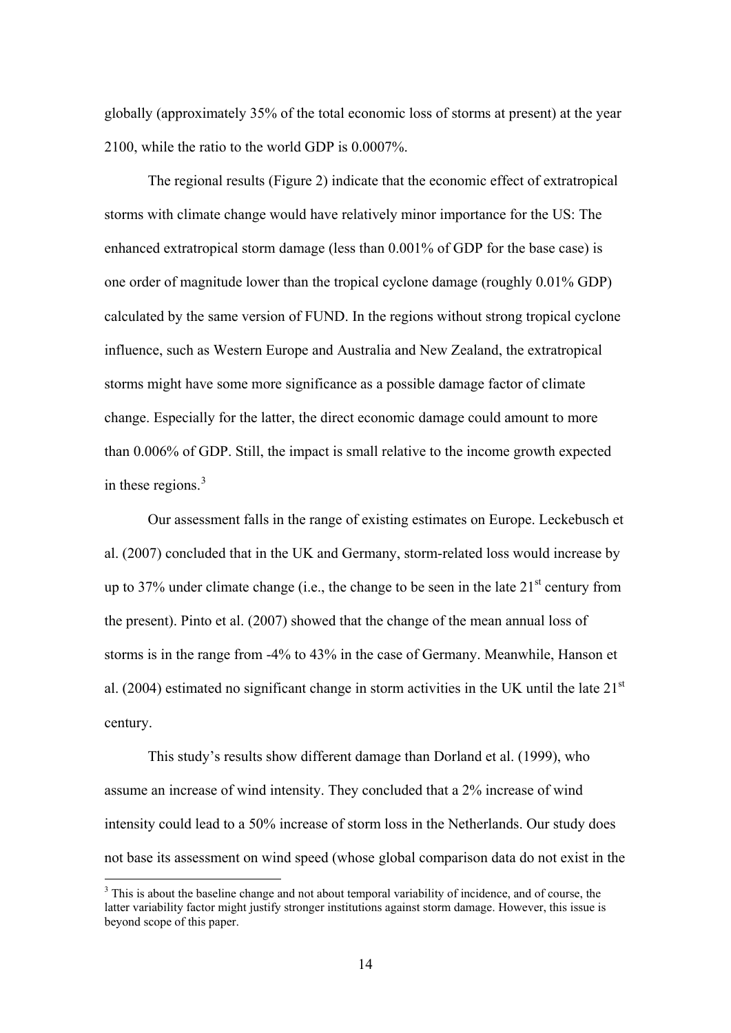globally (approximately 35% of the total economic loss of storms at present) at the year 2100, while the ratio to the world GDP is 0.0007%.

The regional results (Figure 2) indicate that the economic effect of extratropical storms with climate change would have relatively minor importance for the US: The enhanced extratropical storm damage (less than 0.001% of GDP for the base case) is one order of magnitude lower than the tropical cyclone damage (roughly 0.01% GDP) calculated by the same version of FUND. In the regions without strong tropical cyclone influence, such as Western Europe and Australia and New Zealand, the extratropical storms might have some more significance as a possible damage factor of climate change. Especially for the latter, the direct economic damage could amount to more than 0.006% of GDP. Still, the impact is small relative to the income growth expected in these regions.[3]

Our assessment falls in the range of existing estimates on Europe. Leckebusch et al. (2007) concluded that in the UK and Germany, storm-related loss would increase by up to 37% under climate change (i.e., the change to be seen in the late 21st century from the present). Pinto et al. (2007) showed that the change of the mean annual loss of storms is in the range from -4% to 43% in the case of Germany. Meanwhile, Hanson et al. (2004) estimated no significant change in storm activities in the UK until the late 21st century.

This study's results show different damage than Dorland et al. (1999), who assume an increase of wind intensity. They concluded that a 2% increase of wind intensity could lead to a 50% increase of storm loss in the Netherlands. Our study does not base its assessment on wind speed (whose global comparison data do not exist in the

[3] This is about the baseline change and not about temporal variability of incidence, and of course, the latter variability factor might justify stronger institutions against storm damage. However, this issue is beyond scope of this paper.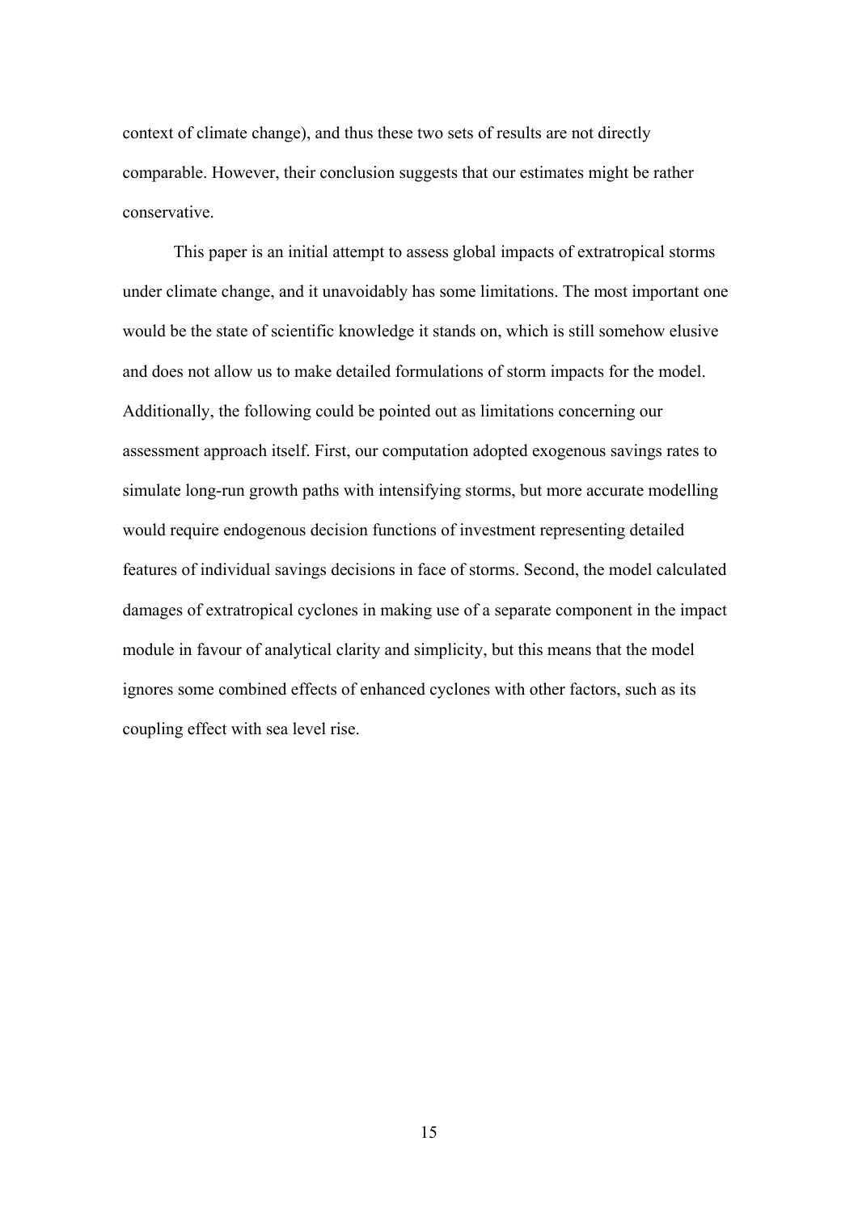context of climate change), and thus these two sets of results are not directly comparable. However, their conclusion suggests that our estimates might be rather conservative.

This paper is an initial attempt to assess global impacts of extratropical storms under climate change, and it unavoidably has some limitations. The most important one would be the state of scientific knowledge it stands on, which is still somehow elusive and does not allow us to make detailed formulations of storm impacts for the model. Additionally, the following could be pointed out as limitations concerning our assessment approach itself. First, our computation adopted exogenous savings rates to simulate long-run growth paths with intensifying storms, but more accurate modelling would require endogenous decision functions of investment representing detailed features of individual savings decisions in face of storms. Second, the model calculated damages of extratropical cyclones in making use of a separate component in the impact module in favour of analytical clarity and simplicity, but this means that the model ignores some combined effects of enhanced cyclones with other factors, such as its coupling effect with sea level rise.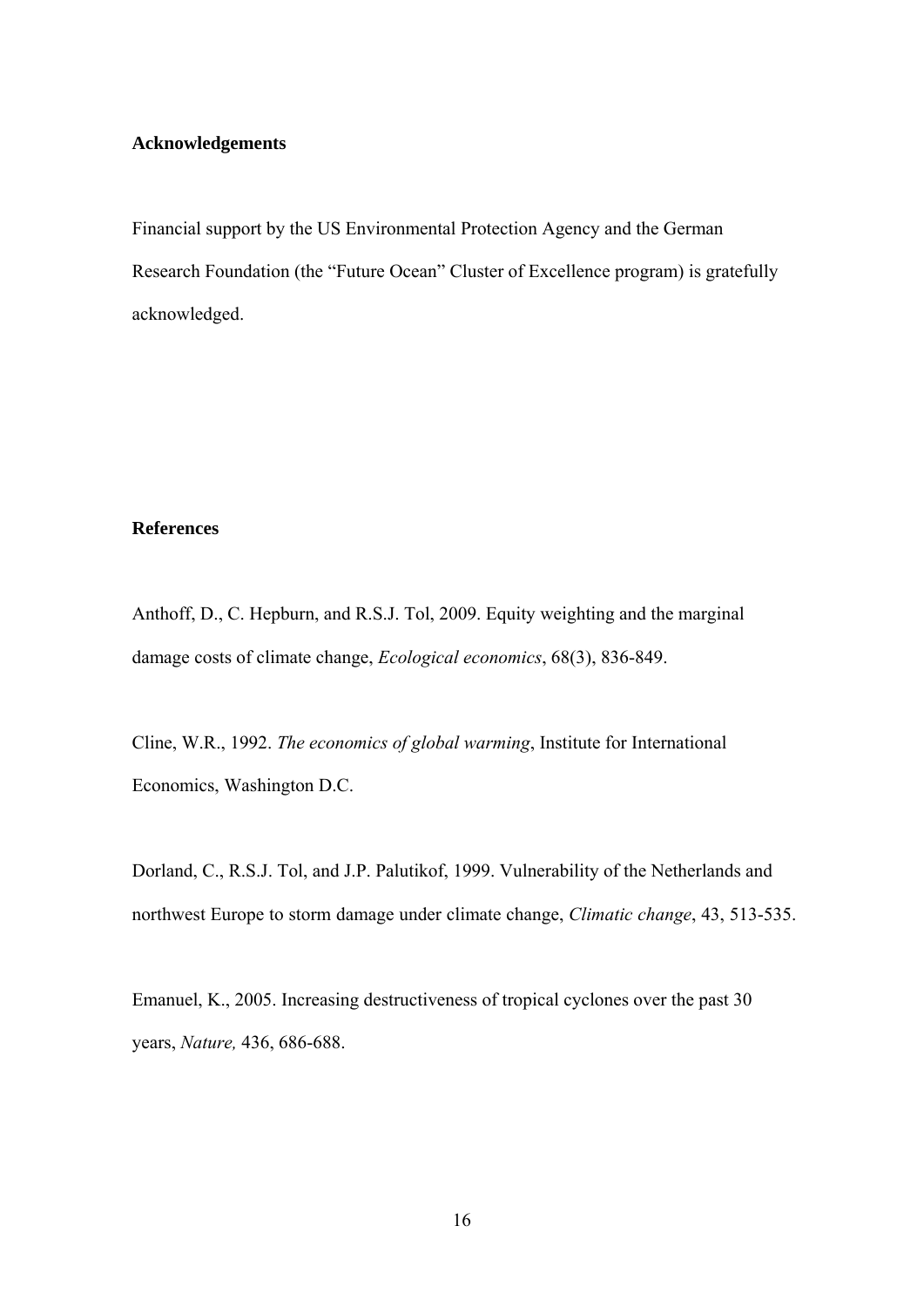**Acknowledgements**

Financial support by the US Environmental Protection Agency and the German Research Foundation (the "Future Ocean" Cluster of Excellence program) is gratefully acknowledged.

**References**

Anthoff, D., C. Hepburn, and R.S.J. Tol, 2009. Equity weighting and the marginal damage costs of climate change, *Ecological economics*, 68(3), 836-849.

Cline, W.R., 1992. *The economics of global warming*, Institute for International Economics, Washington D.C.

Dorland, C., R.S.J. Tol, and J.P. Palutikof, 1999. Vulnerability of the Netherlands and northwest Europe to storm damage under climate change, *Climatic change*, 43, 513-535.

Emanuel, K., 2005. Increasing destructiveness of tropical cyclones over the past 30 years, *Nature,* 436, 686-688.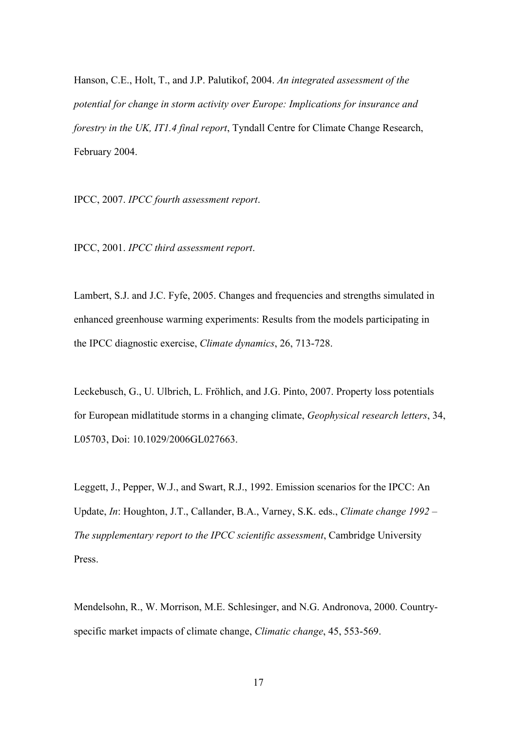Hanson, C.E., Holt, T., and J.P. Palutikof, 2004. *An integrated assessment of the potential for change in storm activity over Europe: Implications for insurance and forestry in the UK, IT1.4 final report*, Tyndall Centre for Climate Change Research, February 2004.

IPCC, 2007. *IPCC fourth assessment report*.

IPCC, 2001. *IPCC third assessment report*.

Lambert, S.J. and J.C. Fyfe, 2005. Changes and frequencies and strengths simulated in enhanced greenhouse warming experiments: Results from the models participating in the IPCC diagnostic exercise, *Climate dynamics*, 26, 713-728.

Leckebusch, G., U. Ulbrich, L. Fröhlich, and J.G. Pinto, 2007. Property loss potentials for European midlatitude storms in a changing climate, *Geophysical research letters*, 34, L05703, Doi: 10.1029/2006GL027663.

Leggett, J., Pepper, W.J., and Swart, R.J., 1992. Emission scenarios for the IPCC: An Update, *In*: Houghton, J.T., Callander, B.A., Varney, S.K. eds., *Climate change 1992 – The supplementary report to the IPCC scientific assessment*, Cambridge University Press.

Mendelsohn, R., W. Morrison, M.E. Schlesinger, and N.G. Andronova, 2000. Country-specific market impacts of climate change, *Climatic change*, 45, 553-569.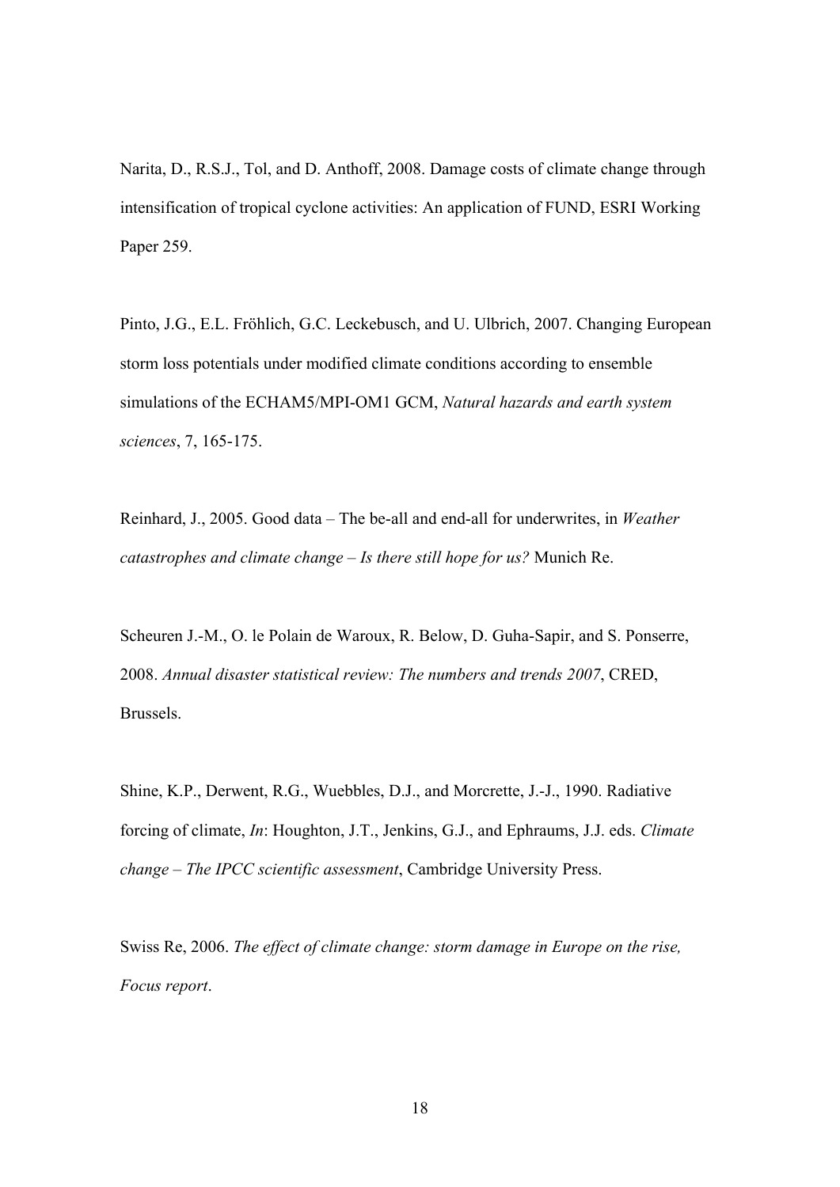Narita, D., R.S.J., Tol, and D. Anthoff, 2008. Damage costs of climate change through intensification of tropical cyclone activities: An application of FUND, ESRI Working Paper 259.

Pinto, J.G., E.L. Fröhlich, G.C. Leckebusch, and U. Ulbrich, 2007. Changing European storm loss potentials under modified climate conditions according to ensemble simulations of the ECHAM5/MPI-OM1 GCM, *Natural hazards and earth system sciences*, 7, 165-175.

Reinhard, J., 2005. Good data – The be-all and end-all for underwrites, in *Weather catastrophes and climate change – Is there still hope for us?* Munich Re.

Scheuren J.-M., O. le Polain de Waroux, R. Below, D. Guha-Sapir, and S. Ponserre, 2008. *Annual disaster statistical review: The numbers and trends 2007*, CRED, Brussels.

Shine, K.P., Derwent, R.G., Wuebbles, D.J., and Morcrette, J.-J., 1990. Radiative forcing of climate, *In*: Houghton, J.T., Jenkins, G.J., and Ephraums, J.J. eds. *Climate change – The IPCC scientific assessment*, Cambridge University Press.

Swiss Re, 2006. *The effect of climate change: storm damage in Europe on the rise, Focus report*.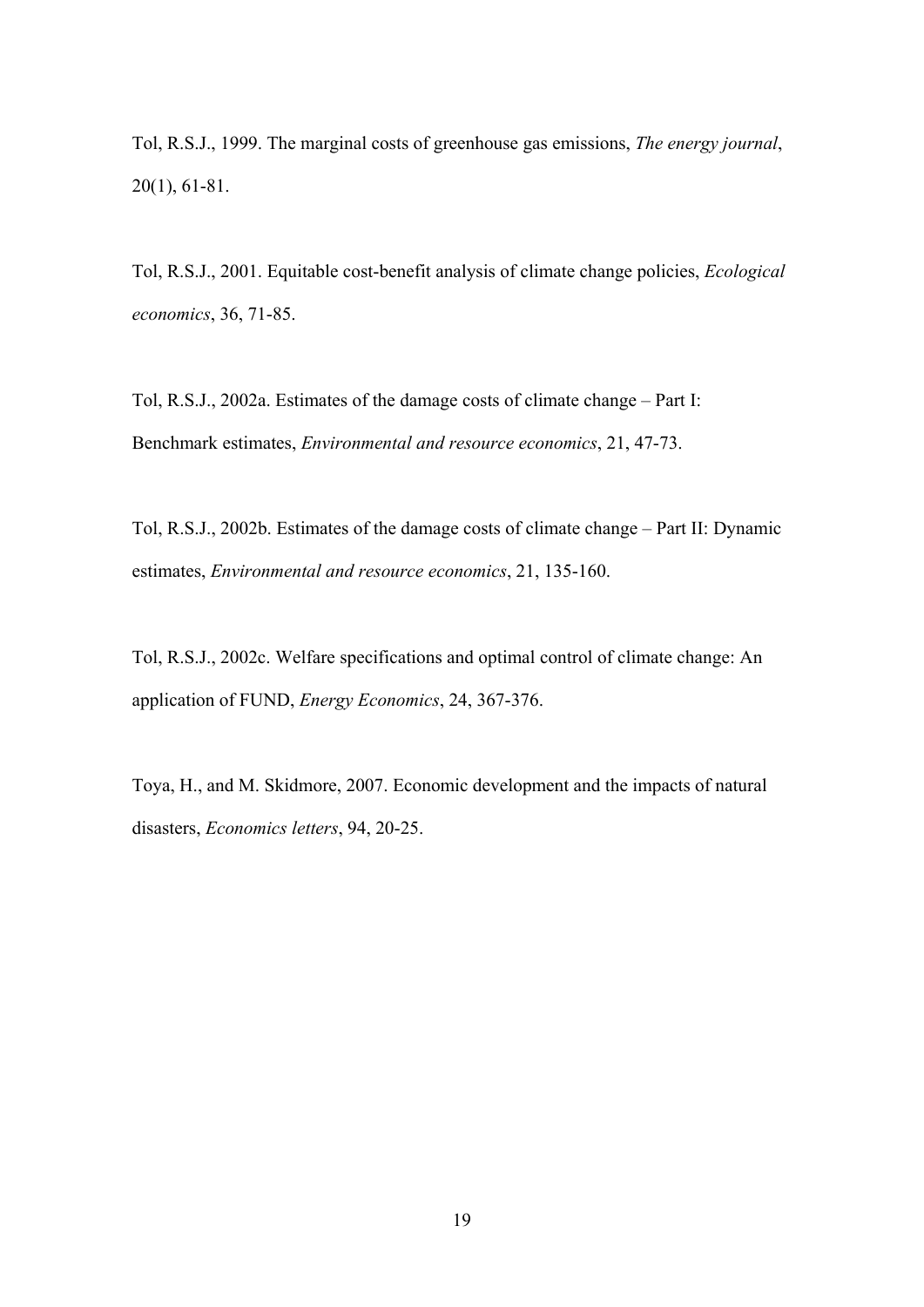Tol, R.S.J., 1999. The marginal costs of greenhouse gas emissions, *The energy journal*, 20(1), 61-81.

Tol, R.S.J., 2001. Equitable cost-benefit analysis of climate change policies, *Ecological economics*, 36, 71-85.

Tol, R.S.J., 2002a. Estimates of the damage costs of climate change – Part I: Benchmark estimates, *Environmental and resource economics*, 21, 47-73.

Tol, R.S.J., 2002b. Estimates of the damage costs of climate change – Part II: Dynamic estimates, *Environmental and resource economics*, 21, 135-160.

Tol, R.S.J., 2002c. Welfare specifications and optimal control of climate change: An application of FUND, *Energy Economics*, 24, 367-376.

Toya, H., and M. Skidmore, 2007. Economic development and the impacts of natural disasters, *Economics letters*, 94, 20-25.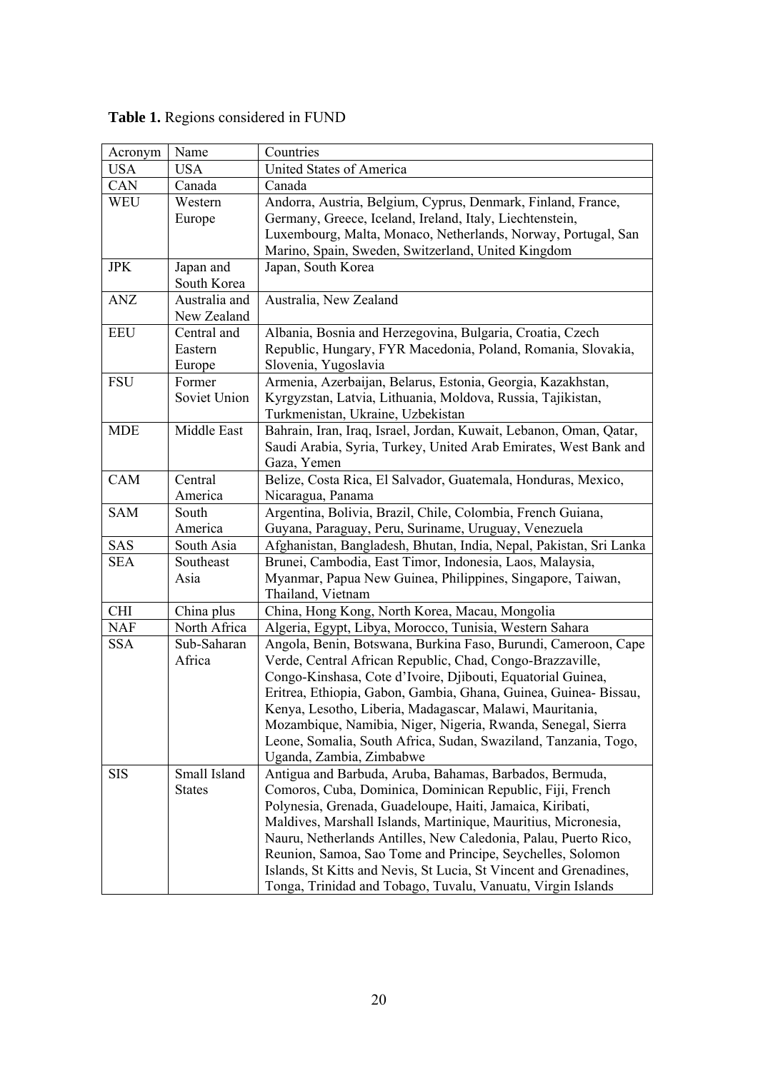**Table 1.** Regions considered in FUND

| Acronym | Name | Countries |
|---|---|---|
| USA | USA | United States of America |
| CAN | Canada | Canada |
| WEU | Western Europe | Andorra, Austria, Belgium, Cyprus, Denmark, Finland, France, Germany, Greece, Iceland, Ireland, Italy, Liechtenstein, Luxembourg, Malta, Monaco, Netherlands, Norway, Portugal, San Marino, Spain, Sweden, Switzerland, United Kingdom |
| JPK | Japan and South Korea | Japan, South Korea |
| ANZ | Australia and New Zealand | Australia, New Zealand |
| EEU | Central and Eastern Europe | Albania, Bosnia and Herzegovina, Bulgaria, Croatia, Czech Republic, Hungary, FYR Macedonia, Poland, Romania, Slovakia, Slovenia, Yugoslavia |
| FSU | Former Soviet Union | Armenia, Azerbaijan, Belarus, Estonia, Georgia, Kazakhstan, Kyrgyzstan, Latvia, Lithuania, Moldova, Russia, Tajikistan, Turkmenistan, Ukraine, Uzbekistan |
| MDE | Middle East | Bahrain, Iran, Iraq, Israel, Jordan, Kuwait, Lebanon, Oman, Qatar, Saudi Arabia, Syria, Turkey, United Arab Emirates, West Bank and Gaza, Yemen |
| CAM | Central America | Belize, Costa Rica, El Salvador, Guatemala, Honduras, Mexico, Nicaragua, Panama |
| SAM | South America | Argentina, Bolivia, Brazil, Chile, Colombia, French Guiana, Guyana, Paraguay, Peru, Suriname, Uruguay, Venezuela |
| SAS | South Asia | Afghanistan, Bangladesh, Bhutan, India, Nepal, Pakistan, Sri Lanka |
| SEA | Southeast Asia | Brunei, Cambodia, East Timor, Indonesia, Laos, Malaysia, Myanmar, Papua New Guinea, Philippines, Singapore, Taiwan, Thailand, Vietnam |
| CHI | China plus | China, Hong Kong, North Korea, Macau, Mongolia |
| NAF | North Africa | Algeria, Egypt, Libya, Morocco, Tunisia, Western Sahara |
| SSA | Sub-Saharan Africa | Angola, Benin, Botswana, Burkina Faso, Burundi, Cameroon, Cape Verde, Central African Republic, Chad, Congo-Brazzaville, Congo-Kinshasa, Cote d'Ivoire, Djibouti, Equatorial Guinea, Eritrea, Ethiopia, Gabon, Gambia, Ghana, Guinea, Guinea- Bissau, Kenya, Lesotho, Liberia, Madagascar, Malawi, Mauritania, Mozambique, Namibia, Niger, Nigeria, Rwanda, Senegal, Sierra Leone, Somalia, South Africa, Sudan, Swaziland, Tanzania, Togo, Uganda, Zambia, Zimbabwe |
| SIS | Small Island States | Antigua and Barbuda, Aruba, Bahamas, Barbados, Bermuda, Comoros, Cuba, Dominica, Dominican Republic, Fiji, French Polynesia, Grenada, Guadeloupe, Haiti, Jamaica, Kiribati, Maldives, Marshall Islands, Martinique, Mauritius, Micronesia, Nauru, Netherlands Antilles, New Caledonia, Palau, Puerto Rico, Reunion, Samoa, Sao Tome and Principe, Seychelles, Solomon Islands, St Kitts and Nevis, St Lucia, St Vincent and Grenadines, Tonga, Trinidad and Tobago, Tuvalu, Vanuatu, Virgin Islands |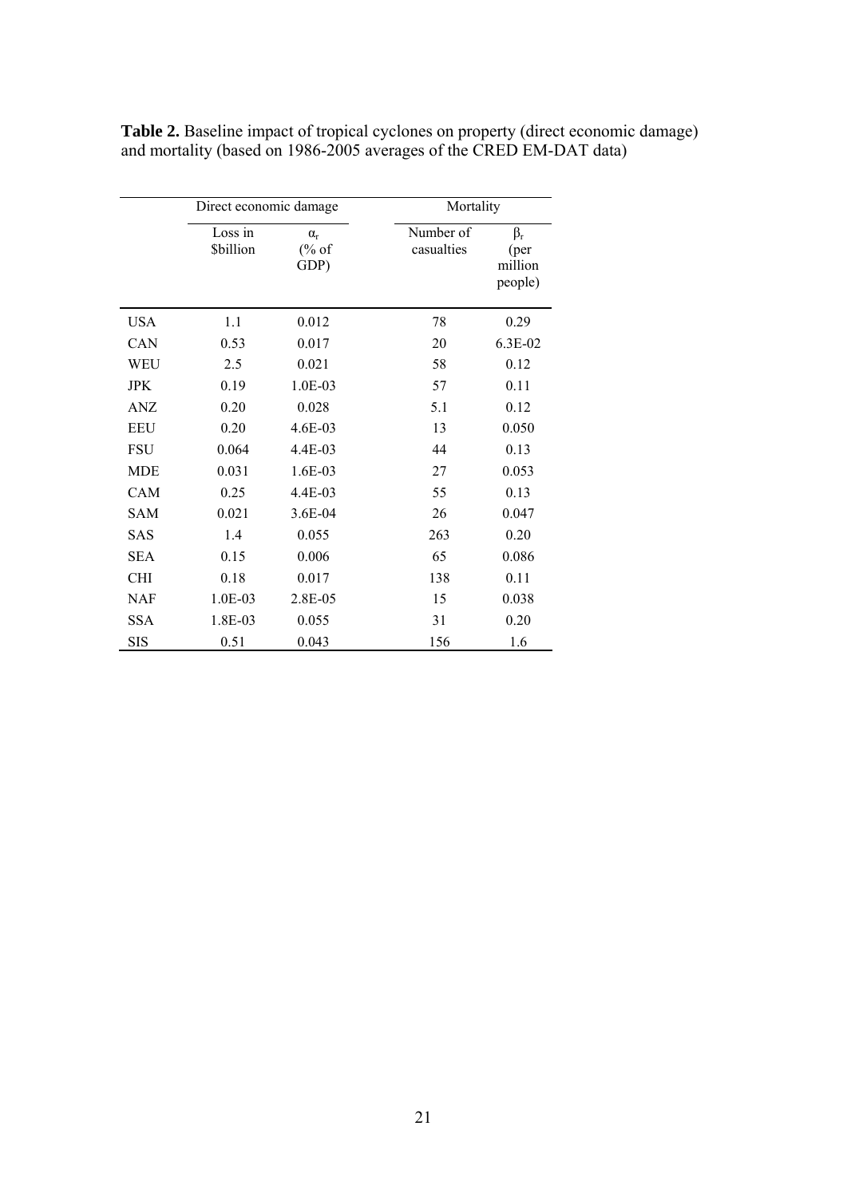**Table 2.** Baseline impact of tropical cyclones on property (direct economic damage) and mortality (based on 1986-2005 averages of the CRED EM-DAT data)

| | Direct economic damage | | Mortality | |
|---|---|---|---|---|
| | Loss in \$billion | $\alpha_r$ (% of GDP) | Number of casualties | $\beta_r$ (per million people) |
| USA | 1.1 | 0.012 | 78 | 0.29 |
| CAN | 0.53 | 0.017 | 20 | 6.3E-02 |
| WEU | 2.5 | 0.021 | 58 | 0.12 |
| JPK | 0.19 | 1.0E-03 | 57 | 0.11 |
| ANZ | 0.20 | 0.028 | 5.1 | 0.12 |
| EEU | 0.20 | 4.6E-03 | 13 | 0.050 |
| FSU | 0.064 | 4.4E-03 | 44 | 0.13 |
| MDE | 0.031 | 1.6E-03 | 27 | 0.053 |
| CAM | 0.25 | 4.4E-03 | 55 | 0.13 |
| SAM | 0.021 | 3.6E-04 | 26 | 0.047 |
| SAS | 1.4 | 0.055 | 263 | 0.20 |
| SEA | 0.15 | 0.006 | 65 | 0.086 |
| CHI | 0.18 | 0.017 | 138 | 0.11 |
| NAF | 1.0E-03 | 2.8E-05 | 15 | 0.038 |
| SSA | 1.8E-03 | 0.055 | 31 | 0.20 |
| SIS | 0.51 | 0.043 | 156 | 1.6 |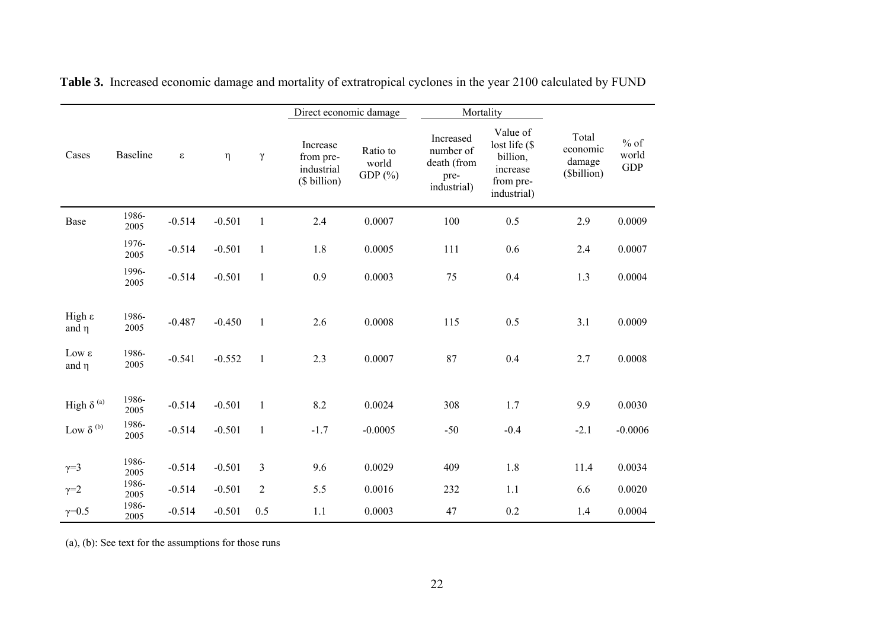**Table 3.** Increased economic damage and mortality of extratropical cyclones in the year 2100 calculated by FUND

| Cases | Baseline | ε | η | γ | Direct economic damage | | Mortality | | Total economic damage ($billion) | % of world GDP |
|---|---|---|---|---|---|---|---|---|---|---|
| | | | | | Increase from pre-industrial ($ billion) | Ratio to world GDP (%) | Increased number of death (from pre-industrial) | Value of lost life ($ billion, increase from pre-industrial) | | |
| Base | 1986-2005 | -0.514 | -0.501 | 1 | 2.4 | 0.0007 | 100 | 0.5 | 2.9 | 0.0009 |
| | 1976-2005 | -0.514 | -0.501 | 1 | 1.8 | 0.0005 | 111 | 0.6 | 2.4 | 0.0007 |
| | 1996-2005 | -0.514 | -0.501 | 1 | 0.9 | 0.0003 | 75 | 0.4 | 1.3 | 0.0004 |
| High ε and η | 1986-2005 | -0.487 | -0.450 | 1 | 2.6 | 0.0008 | 115 | 0.5 | 3.1 | 0.0009 |
| Low ε and η | 1986-2005 | -0.541 | -0.552 | 1 | 2.3 | 0.0007 | 87 | 0.4 | 2.7 | 0.0008 |
| High δ [(a)] | 1986-2005 | -0.514 | -0.501 | 1 | 8.2 | 0.0024 | 308 | 1.7 | 9.9 | 0.0030 |
| Low δ [(b)] | 1986-2005 | -0.514 | -0.501 | 1 | -1.7 | -0.0005 | -50 | -0.4 | -2.1 | -0.0006 |
| γ=3 | 1986-2005 | -0.514 | -0.501 | 3 | 9.6 | 0.0029 | 409 | 1.8 | 11.4 | 0.0034 |
| γ=2 | 1986-2005 | -0.514 | -0.501 | 2 | 5.5 | 0.0016 | 232 | 1.1 | 6.6 | 0.0020 |
| γ=0.5 | 1986-2005 | -0.514 | -0.501 | 0.5 | 1.1 | 0.0003 | 47 | 0.2 | 1.4 | 0.0004 |

(a), (b): See text for the assumptions for those runs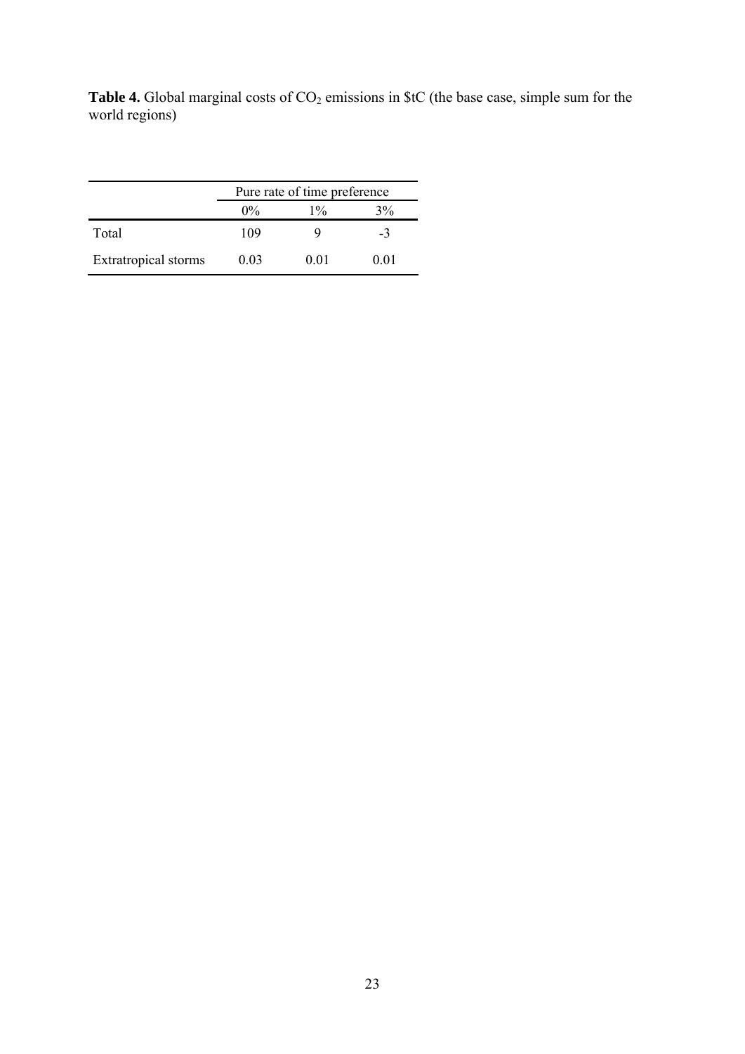**Table 4.** Global marginal costs of $CO_2$ emissions in $tC (the base case, simple sum for the world regions)

| | Pure rate of time preference | | |
|---|---|---|---|
| | 0% | 1% | 3% |
| Total | 109 | 9 | -3 |
| Extratropical storms | 0.03 | 0.01 | 0.01 |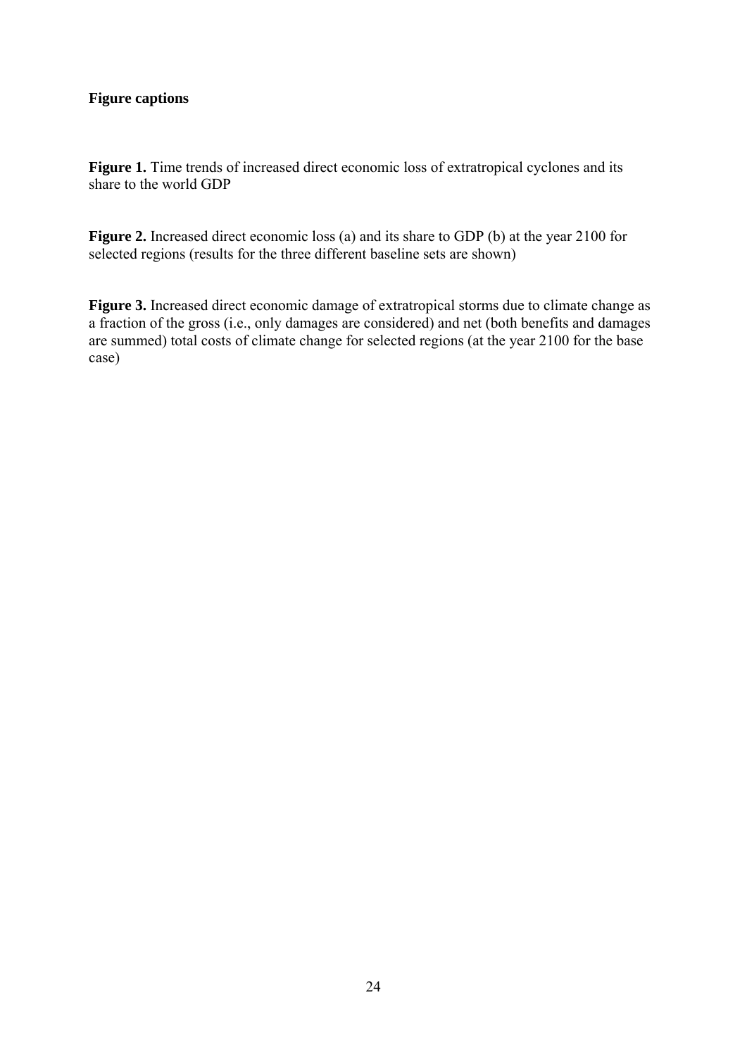**Figure captions**

**Figure 1.** Time trends of increased direct economic loss of extratropical cyclones and its share to the world GDP

**Figure 2.** Increased direct economic loss (a) and its share to GDP (b) at the year 2100 for selected regions (results for the three different baseline sets are shown)

**Figure 3.** Increased direct economic damage of extratropical storms due to climate change as a fraction of the gross (i.e., only damages are considered) and net (both benefits and damages are summed) total costs of climate change for selected regions (at the year 2100 for the base case)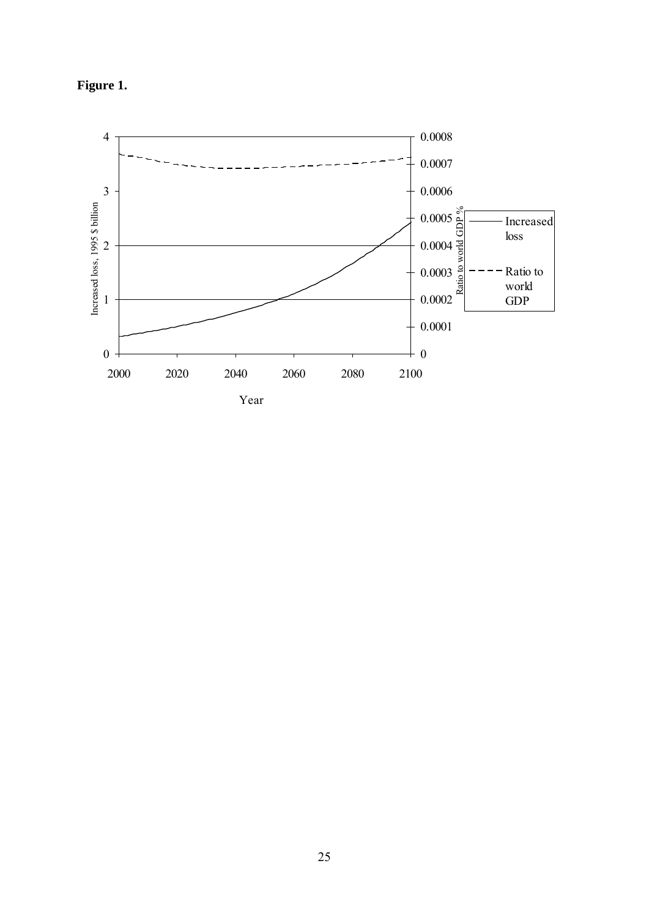**Figure 1.**

Increased loss, 1995 $ billion

4
3
2
1
0

Ratio to world GDP %

0.0008
0.0007
0.0006
0.0005
0.0004
0.0003
0.0002
0.0001
0

2000 2020 2040 2060 2080 2100

Year

Increased loss

Ratio to world GDP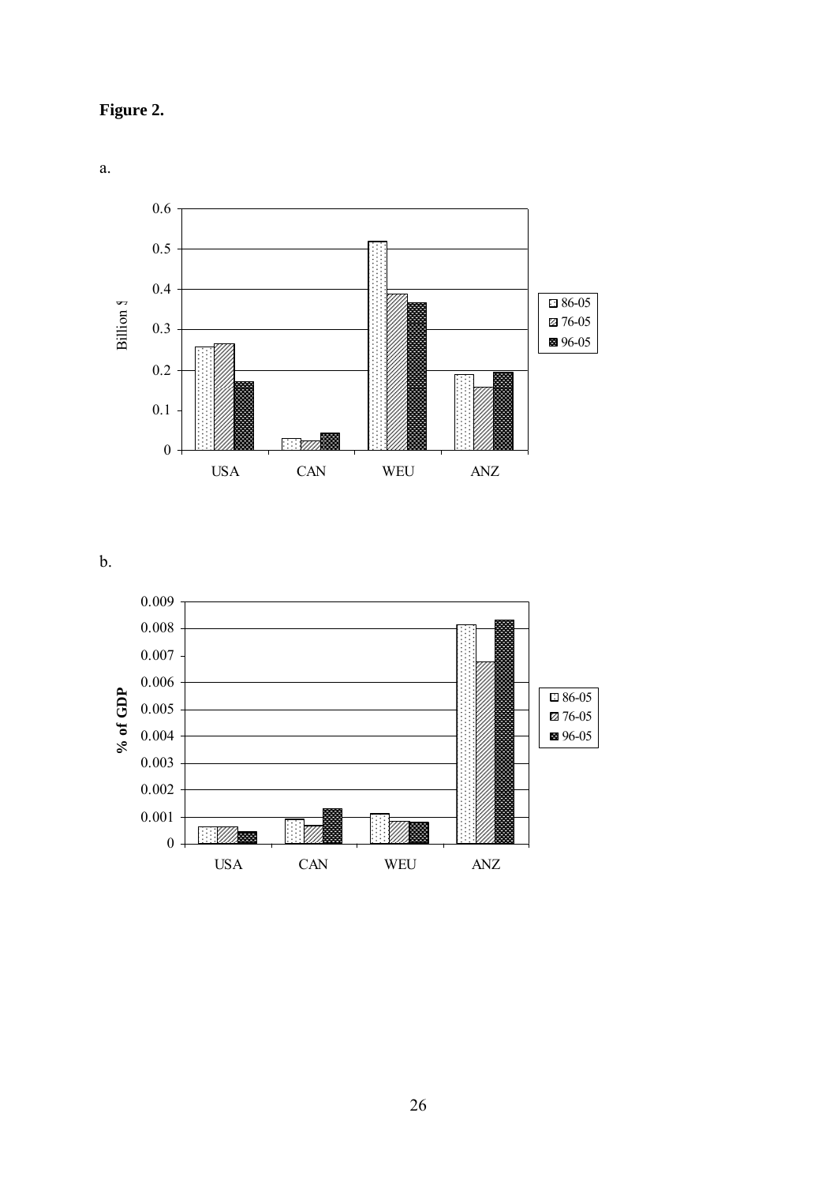**Figure 2.**

a.

0.6
0.5
0.4
0.3
0.2
0.1
0

Billion $

USA
CAN
WEU
ANZ

86-05
76-05
96-05

b.

0.009
0.008
0.007
0.006
0.005
0.004
0.003
0.002
0.001
0

**% of GDP**

USA
CAN
WEU
ANZ

86-05
76-05
96-05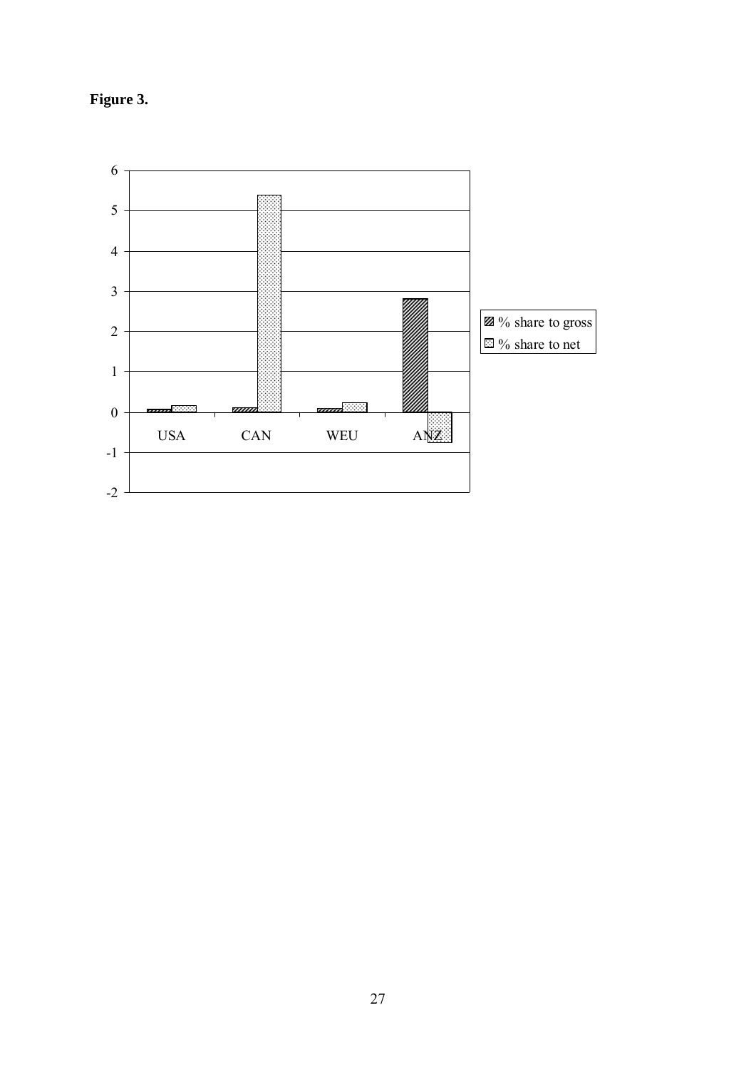**Figure 3.**

6
5
4
3
2
1
0
-1
-2

USA
CAN
WEU
ANZ

% share to gross
% share to net